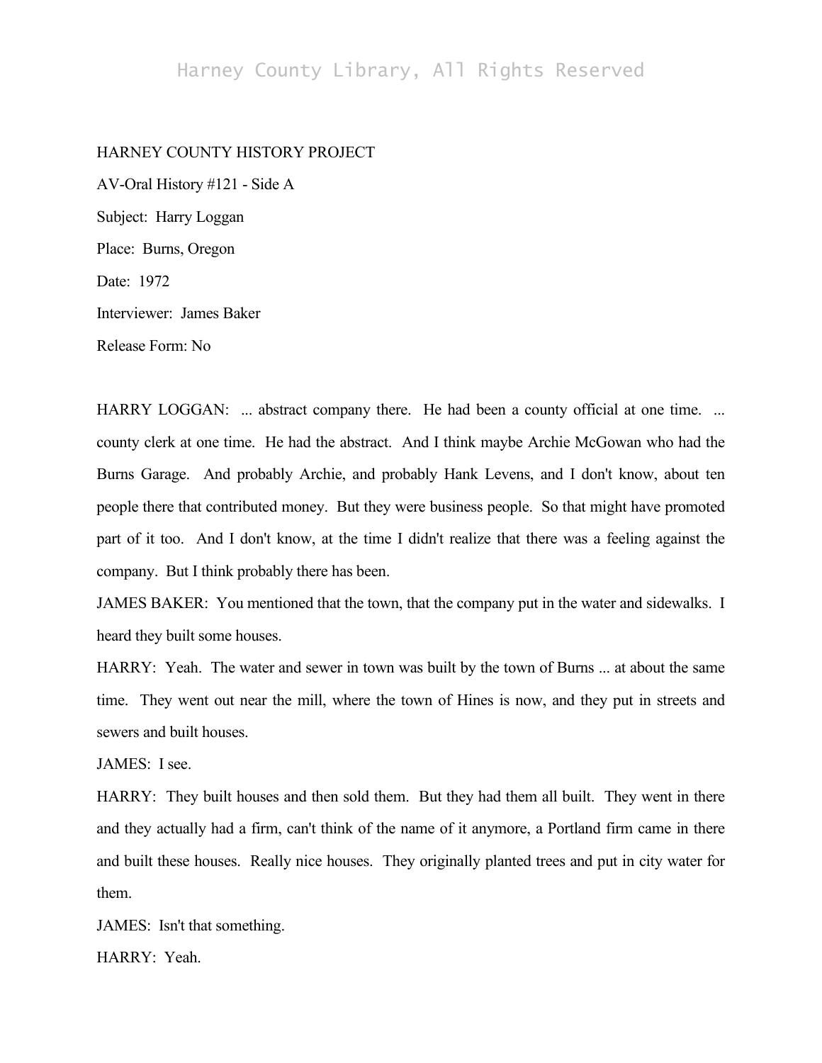HARNEY COUNTY HISTORY PROJECT

AV-Oral History #121 - Side A

Subject: Harry Loggan

Place: Burns, Oregon

Date: 1972

Interviewer: James Baker

Release Form: No

HARRY LOGGAN: ... abstract company there. He had been a county official at one time. ... county clerk at one time. He had the abstract. And I think maybe Archie McGowan who had the Burns Garage. And probably Archie, and probably Hank Levens, and I don't know, about ten people there that contributed money. But they were business people. So that might have promoted part of it too. And I don't know, at the time I didn't realize that there was a feeling against the company. But I think probably there has been.

JAMES BAKER: You mentioned that the town, that the company put in the water and sidewalks. I heard they built some houses.

HARRY: Yeah. The water and sewer in town was built by the town of Burns ... at about the same time. They went out near the mill, where the town of Hines is now, and they put in streets and sewers and built houses.

JAMES: I see.

HARRY: They built houses and then sold them. But they had them all built. They went in there and they actually had a firm, can't think of the name of it anymore, a Portland firm came in there and built these houses. Really nice houses. They originally planted trees and put in city water for them.

JAMES: Isn't that something.

HARRY: Yeah.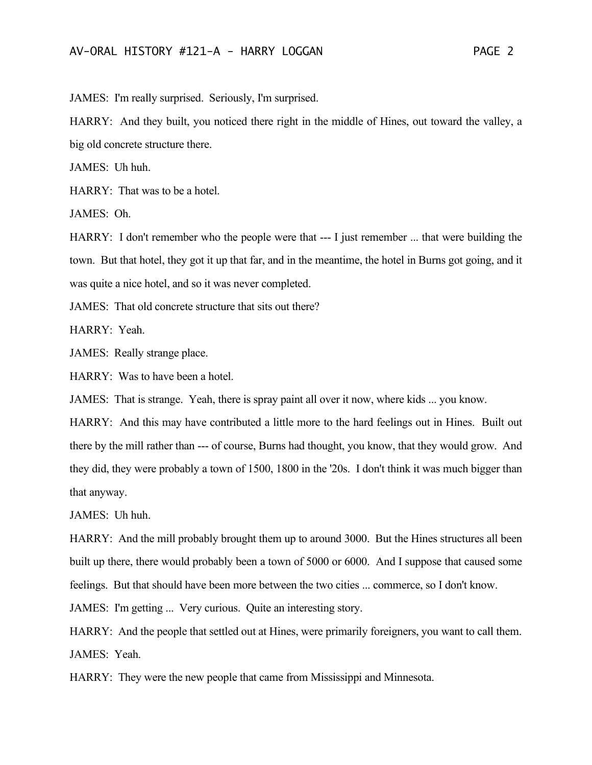JAMES: I'm really surprised. Seriously, I'm surprised.

HARRY: And they built, you noticed there right in the middle of Hines, out toward the valley, a big old concrete structure there.

JAMES: Uh huh.

HARRY: That was to be a hotel.

JAMES: Oh.

HARRY: I don't remember who the people were that --- I just remember ... that were building the town. But that hotel, they got it up that far, and in the meantime, the hotel in Burns got going, and it was quite a nice hotel, and so it was never completed.

JAMES: That old concrete structure that sits out there?

HARRY: Yeah.

JAMES: Really strange place.

HARRY: Was to have been a hotel.

JAMES: That is strange. Yeah, there is spray paint all over it now, where kids ... you know.

HARRY: And this may have contributed a little more to the hard feelings out in Hines. Built out there by the mill rather than --- of course, Burns had thought, you know, that they would grow. And they did, they were probably a town of 1500, 1800 in the '20s. I don't think it was much bigger than that anyway.

JAMES: Uh huh.

HARRY: And the mill probably brought them up to around 3000. But the Hines structures all been built up there, there would probably been a town of 5000 or 6000. And I suppose that caused some feelings. But that should have been more between the two cities ... commerce, so I don't know.

JAMES: I'm getting ... Very curious. Quite an interesting story.

HARRY: And the people that settled out at Hines, were primarily foreigners, you want to call them.

JAMES: Yeah.

HARRY: They were the new people that came from Mississippi and Minnesota.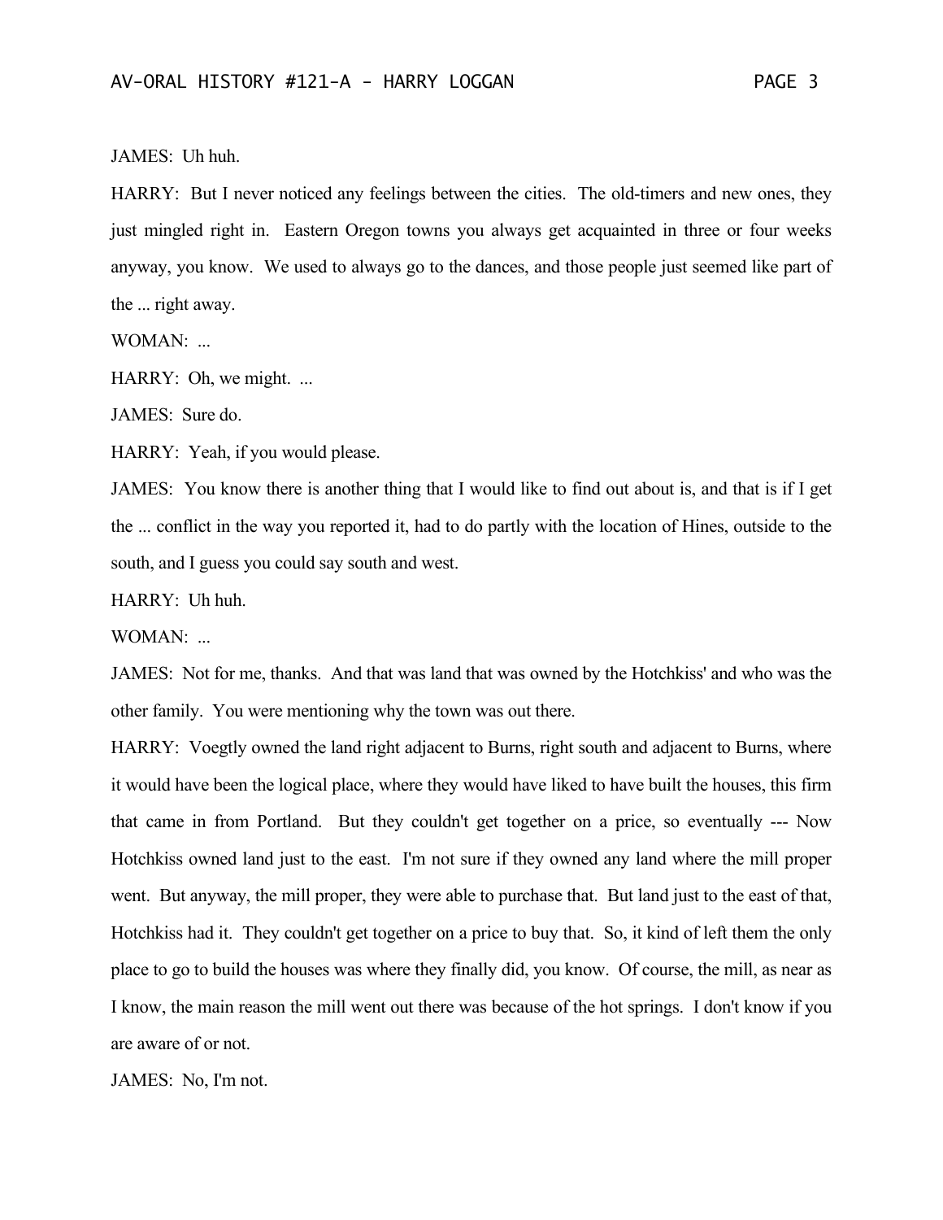JAMES: Uh huh.

HARRY: But I never noticed any feelings between the cities. The old-timers and new ones, they just mingled right in. Eastern Oregon towns you always get acquainted in three or four weeks anyway, you know. We used to always go to the dances, and those people just seemed like part of the ... right away.

WOMAN: ...

HARRY: Oh, we might. ...

JAMES: Sure do.

HARRY: Yeah, if you would please.

JAMES: You know there is another thing that I would like to find out about is, and that is if I get the ... conflict in the way you reported it, had to do partly with the location of Hines, outside to the south, and I guess you could say south and west.

HARRY: Uh huh.

WOMAN: ...

JAMES: Not for me, thanks. And that was land that was owned by the Hotchkiss' and who was the other family. You were mentioning why the town was out there.

HARRY: Voegtly owned the land right adjacent to Burns, right south and adjacent to Burns, where it would have been the logical place, where they would have liked to have built the houses, this firm that came in from Portland. But they couldn't get together on a price, so eventually --- Now Hotchkiss owned land just to the east. I'm not sure if they owned any land where the mill proper went. But anyway, the mill proper, they were able to purchase that. But land just to the east of that, Hotchkiss had it. They couldn't get together on a price to buy that. So, it kind of left them the only place to go to build the houses was where they finally did, you know. Of course, the mill, as near as I know, the main reason the mill went out there was because of the hot springs. I don't know if you are aware of or not.

JAMES: No, I'm not.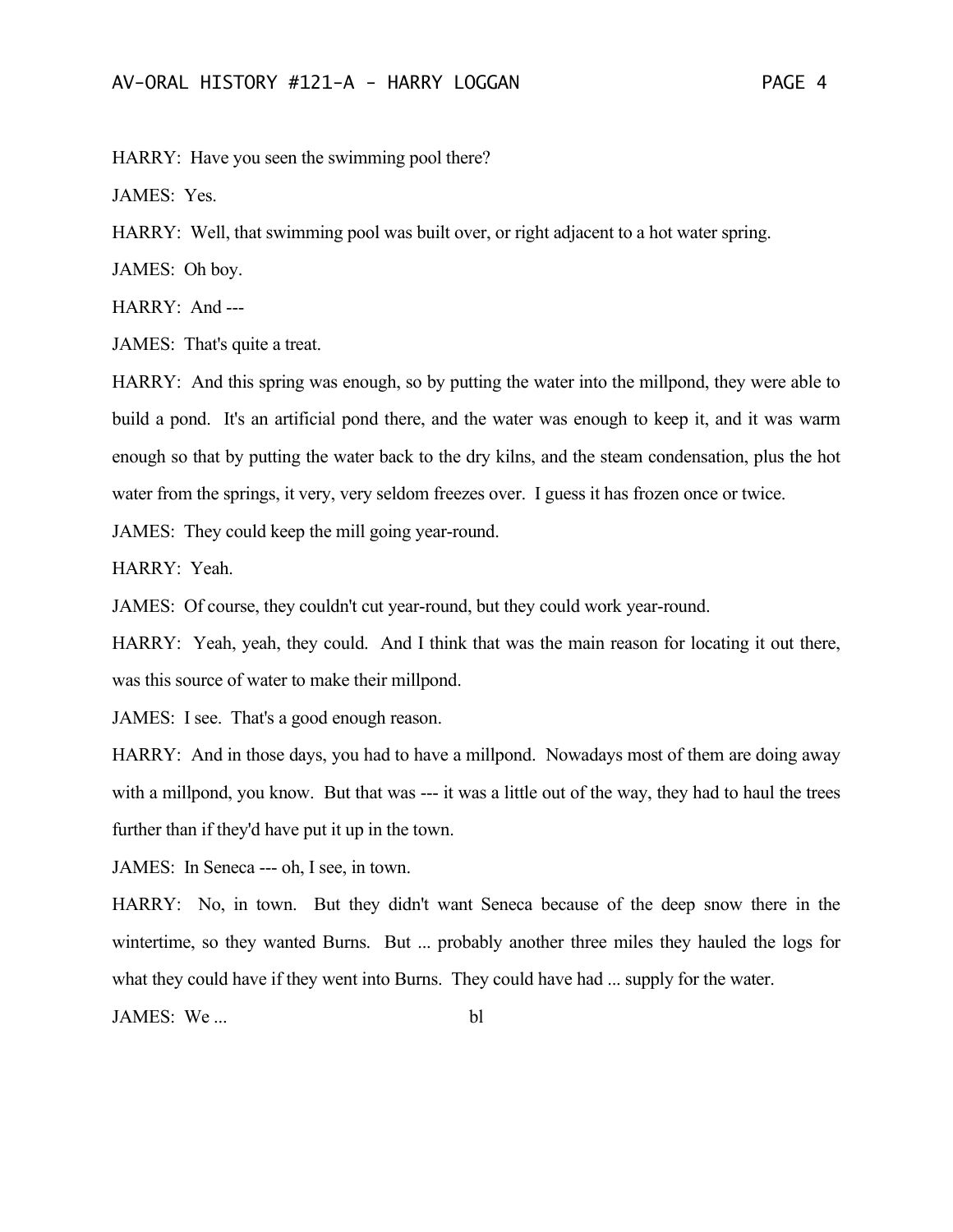HARRY: Have you seen the swimming pool there?

JAMES: Yes.

HARRY: Well, that swimming pool was built over, or right adjacent to a hot water spring.

JAMES: Oh boy.

HARRY: And ---

JAMES: That's quite a treat.

HARRY: And this spring was enough, so by putting the water into the millpond, they were able to build a pond. It's an artificial pond there, and the water was enough to keep it, and it was warm enough so that by putting the water back to the dry kilns, and the steam condensation, plus the hot water from the springs, it very, very seldom freezes over. I guess it has frozen once or twice.

JAMES: They could keep the mill going year-round.

HARRY: Yeah.

JAMES: Of course, they couldn't cut year-round, but they could work year-round.

HARRY: Yeah, yeah, they could. And I think that was the main reason for locating it out there, was this source of water to make their millpond.

JAMES: I see. That's a good enough reason.

HARRY: And in those days, you had to have a millpond. Nowadays most of them are doing away with a millpond, you know. But that was --- it was a little out of the way, they had to haul the trees further than if they'd have put it up in the town.

JAMES: In Seneca --- oh, I see, in town.

HARRY: No, in town. But they didn't want Seneca because of the deep snow there in the wintertime, so they wanted Burns. But ... probably another three miles they hauled the logs for what they could have if they went into Burns. They could have had ... supply for the water.

JAMES: We ... bl